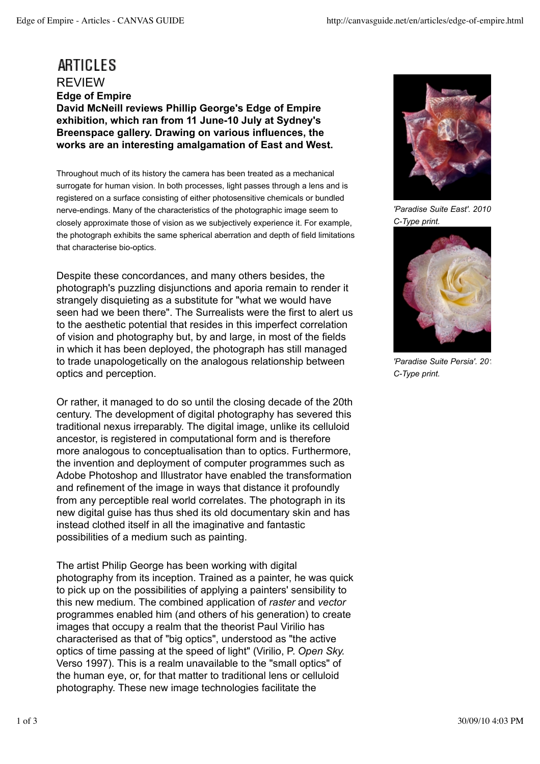# ARTICLES

## REVIEW

**Edge of Empire**

**David McNeill reviews Phillip George's Edge of Empire exhibition, which ran from 11 June-10 July at Sydney's Breenspace gallery. Drawing on various influences, the works are an interesting amalgamation of East and West.**

*'Paradise Suite East'. 2010 C-Type print.*

*'Paradise Suite Persia'. 20[?] C-Type print.*

Throughout much of its history the camera has been treated as a mechanical surrogate for human vision. In both processes, light passes through a lens and is registered on a surface consisting of either photosensitive chemicals or bundled nerve-endings. Many of the characteristics of the photographic image seem to closely approximate those of vision as we subjectively experience it. For example, the photograph exhibits the same spherical aberration and depth of field limitations that characterise bio-optics.

Despite these concordances, and many others besides, the photograph's puzzling disjunctions and aporia remain to render it strangely disquieting as a substitute for "what we would have seen had we been there". The Surrealists were the first to alert us to the aesthetic potential that resides in this imperfect correlation of vision and photography but, by and large, in most of the fields in which it has been deployed, the photograph has still managed to trade unapologetically on the analogous relationship between optics and perception.

Or rather, it managed to do so until the closing decade of the 20th century. The development of digital photography has severed this traditional nexus irreparably. The digital image, unlike its celluloid ancestor, is registered in computational form and is therefore more analogous to conceptualisation than to optics. Furthermore, the invention and deployment of computer programmes such as Adobe Photoshop and Illustrator have enabled the transformation and refinement of the image in ways that distance it profoundly from any perceptible real world correlates. The photograph in its new digital guise has thus shed its old documentary skin and has instead clothed itself in all the imaginative and fantastic possibilities of a medium such as painting.

The artist Philip George has been working with digital photography from its inception. Trained as a painter, he was quick to pick up on the possibilities of applying a painters' sensibility to this new medium. The combined application of *raster* and *vector* programmes enabled him (and others of his generation) to create images that occupy a realm that the theorist Paul Virilio has characterised as that of "big optics", understood as "the active optics of time passing at the speed of light" (Virilio, P. *Open Sky*. Verso 1997). This is a realm unavailable to the "small optics" of the human eye, or, for that matter to traditional lens or celluloid photography. These new image technologies facilitate the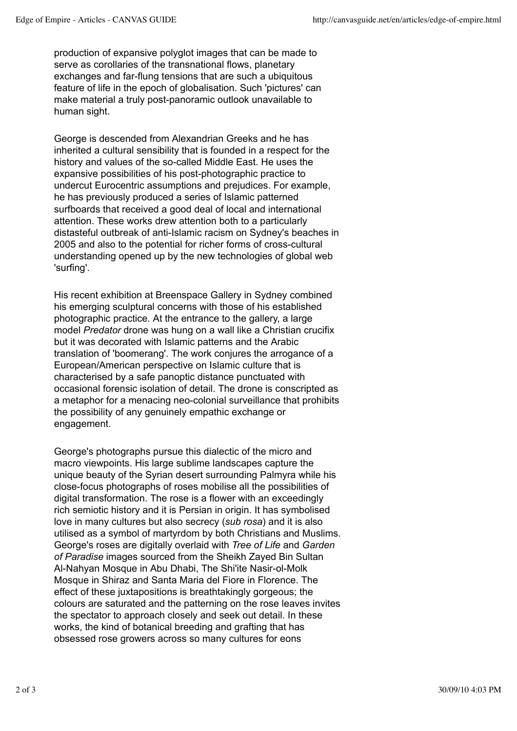production of expansive polyglot images that can be made to serve as corollaries of the transnational flows, planetary exchanges and far-flung tensions that are such a ubiquitous feature of life in the epoch of globalisation. Such 'pictures' can make material a truly post-panoramic outlook unavailable to human sight.

George is descended from Alexandrian Greeks and he has inherited a cultural sensibility that is founded in a respect for the history and values of the so-called Middle East. He uses the expansive possibilities of his post-photographic practice to undercut Eurocentric assumptions and prejudices. For example, he has previously produced a series of Islamic patterned surfboards that received a good deal of local and international attention. These works drew attention both to a particularly distasteful outbreak of anti-Islamic racism on Sydney's beaches in 2005 and also to the potential for richer forms of cross-cultural understanding opened up by the new technologies of global web 'surfing'.

His recent exhibition at Breenspace Gallery in Sydney combined his emerging sculptural concerns with those of his established photographic practice. At the entrance to the gallery, a large model *Predator* drone was hung on a wall like a Christian crucifix but it was decorated with Islamic patterns and the Arabic translation of 'boomerang'. The work conjures the arrogance of a European/American perspective on Islamic culture that is characterised by a safe panoptic distance punctuated with occasional forensic isolation of detail. The drone is conscripted as a metaphor for a menacing neo-colonial surveillance that prohibits the possibility of any genuinely empathic exchange or engagement.

George's photographs pursue this dialectic of the micro and macro viewpoints. His large sublime landscapes capture the unique beauty of the Syrian desert surrounding Palmyra while his close-focus photographs of roses mobilise all the possibilities of digital transformation. The rose is a flower with an exceedingly rich semiotic history and it is Persian in origin. It has symbolised love in many cultures but also secrecy (*sub rosa*) and it is also utilised as a symbol of martyrdom by both Christians and Muslims. George's roses are digitally overlaid with *Tree of Life* and *Garden of Paradise* images sourced from the Sheikh Zayed Bin Sultan Al-Nahyan Mosque in Abu Dhabi, The Shi'ite Nasir-ol-Molk Mosque in Shiraz and Santa Maria del Fiore in Florence. The effect of these juxtapositions is breathtakingly gorgeous; the colours are saturated and the patterning on the rose leaves invites the spectator to approach closely and seek out detail. In these works, the kind of botanical breeding and grafting that has obsessed rose growers across so many cultures for eons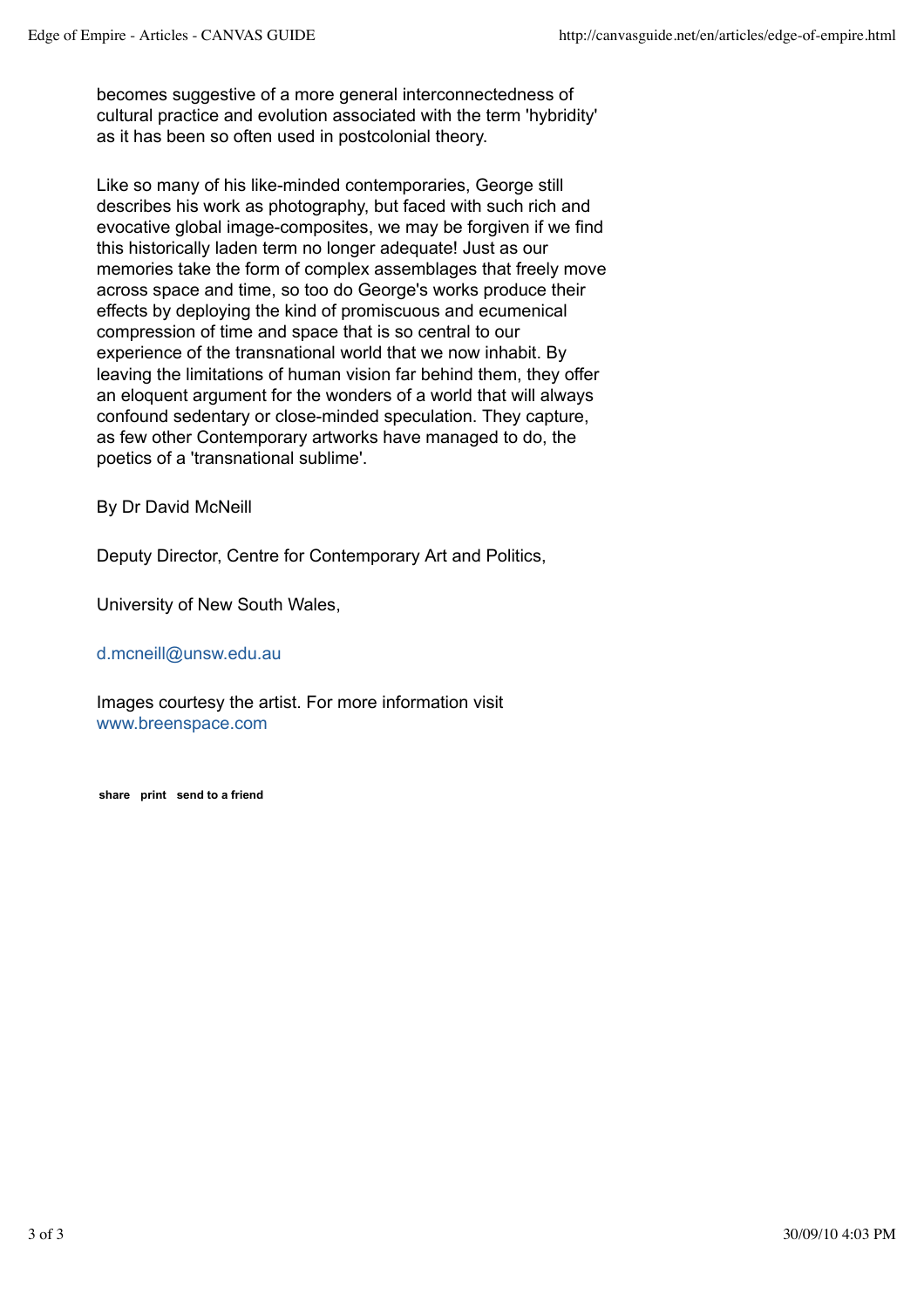becomes suggestive of a more general interconnectedness of cultural practice and evolution associated with the term 'hybridity' as it has been so often used in postcolonial theory.

Like so many of his like-minded contemporaries, George still describes his work as photography, but faced with such rich and evocative global image-composites, we may be forgiven if we find this historically laden term no longer adequate! Just as our memories take the form of complex assemblages that freely move across space and time, so too do George's works produce their effects by deploying the kind of promiscuous and ecumenical compression of time and space that is so central to our experience of the transnational world that we now inhabit. By leaving the limitations of human vision far behind them, they offer an eloquent argument for the wonders of a world that will always confound sedentary or close-minded speculation. They capture, as few other Contemporary artworks have managed to do, the poetics of a 'transnational sublime'.

By Dr David McNeill

Deputy Director, Centre for Contemporary Art and Politics,

University of New South Wales,

d.mcneill@unsw.edu.au

Images courtesy the artist. For more information visit www.breenspace.com

**share print send to a friend**